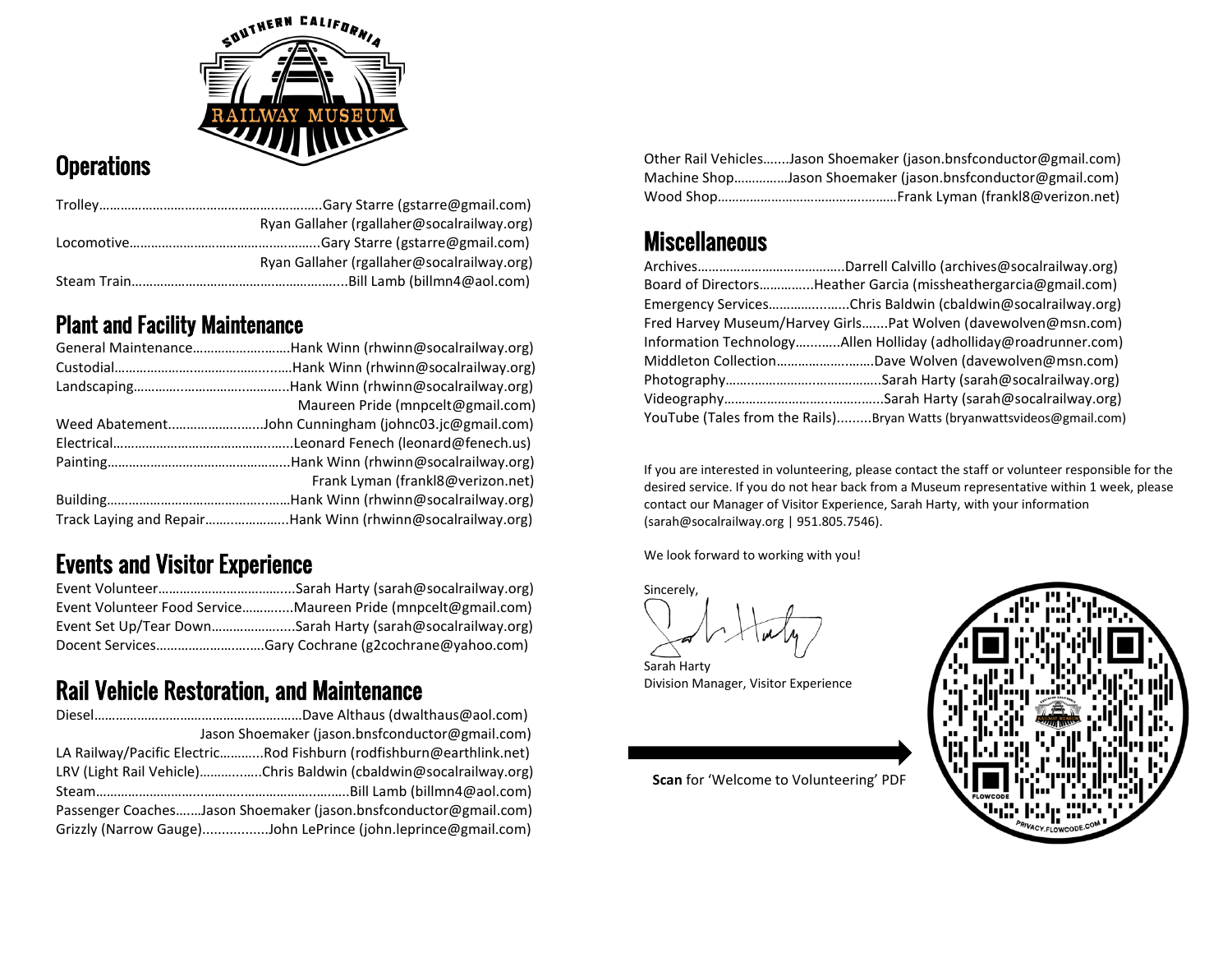## Operations

Trolley……………………………………………..............Gary Starre (gstarre@gmail.com)
Ryan Gallaher (rgallaher@socalrailway.org)
Locomotive……………………………………………..Gary Starre (gstarre@gmail.com)
Ryan Gallaher (rgallaher@socalrailway.org)
Steam Train…………………………………………………...Bill Lamb (billmn4@aol.com)

## Plant and Facility Maintenance

General Maintenance………………………Hank Winn (rhwinn@socalrailway.org)
Custodial…………………………………………Hank Winn (rhwinn@socalrailway.org)
Landscaping………………………………….Hank Winn (rhwinn@socalrailway.org)
Maureen Pride (mnpcelt@gmail.com)
Weed Abatement………………........John Cunningham (johnc03.jc@gmail.com)
Electrical…………………………………………Leonard Fenech (leonard@fenech.us)
Painting…………………………………………...Hank Winn (rhwinn@socalrailway.org)
Frank Lyman (frankl8@verizon.net)
Building……………………………………………Hank Winn (rhwinn@socalrailway.org)
Track Laying and Repair…………………..Hank Winn (rhwinn@socalrailway.org)

## Events and Visitor Experience

Event Volunteer……………………………….Sarah Harty (sarah@socalrailway.org)
Event Volunteer Food Service………....Maureen Pride (mnpcelt@gmail.com)
Event Set Up/Tear Down…………………..Sarah Harty (sarah@socalrailway.org)
Docent Services………………………..Gary Cochrane (g2cochrane@yahoo.com)

## Rail Vehicle Restoration, and Maintenance

Diesel………………………………………………Dave Althaus (dwalthaus@aol.com)
Jason Shoemaker (jason.bnsfconductor@gmail.com)
LA Railway/Pacific Electric…………Rod Fishburn (rodfishburn@earthlink.net)
LRV (Light Rail Vehicle)……………..Chris Baldwin (cbaldwin@socalrailway.org)
Steam…………………………………………………………..Bill Lamb (billmn4@aol.com)
Passenger Coaches…….Jason Shoemaker (jason.bnsfconductor@gmail.com)
Grizzly (Narrow Gauge)................John LePrince (john.leprince@gmail.com)
Other Rail Vehicles…….Jason Shoemaker (jason.bnsfconductor@gmail.com)
Machine Shop……………Jason Shoemaker (jason.bnsfconductor@gmail.com)
Wood Shop……………………………………………Frank Lyman (frankl8@verizon.net)

## Miscellaneous

Archives…………………………………..Darrell Calvillo (archives@socalrailway.org)
Board of Directors…………..Heather Garcia (missheathergarcia@gmail.com)
Emergency Services……………….Chris Baldwin (cbaldwin@socalrailway.org)
Fred Harvey Museum/Harvey Girls…….Pat Wolven (davewolven@msn.com)
Information Technology………..Allen Holliday (adholliday@roadrunner.com)
Middleton Collection…………………….Dave Wolven (davewolven@msn.com)
Photography……………………………….Sarah Harty (sarah@socalrailway.org)
Videography……………………………….Sarah Harty (sarah@socalrailway.org)
YouTube (Tales from the Rails).........Bryan Watts (bryanwattsvideos@gmail.com)

If you are interested in volunteering, please contact the staff or volunteer responsible for the desired service. If you do not hear back from a Museum representative within 1 week, please contact our Manager of Visitor Experience, Sarah Harty, with your information (sarah@socalrailway.org | 951.805.7546).

We look forward to working with you!

Sincerely,

Sarah Harty
Division Manager, Visitor Experience

**Scan** for 'Welcome to Volunteering' PDF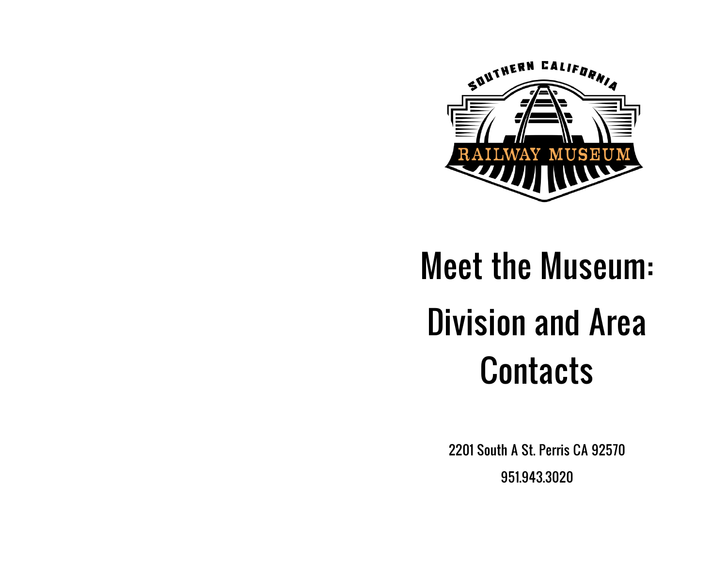# Meet the Museum: Division and Area Contacts

2201 South A St. Perris CA 92570

951.943.3020